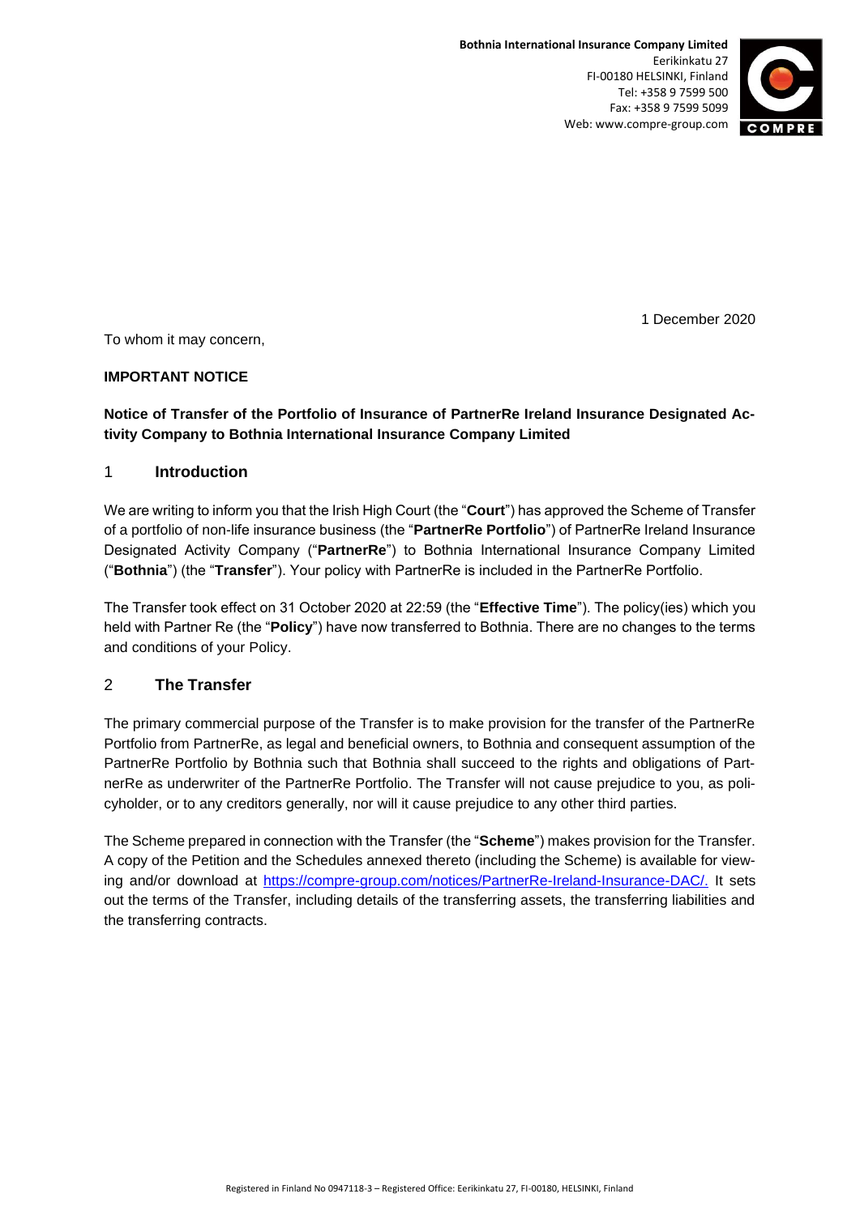**Bothnia International Insurance Company Limited**
Eerikinkatu 27
FI-00180 HELSINKI, Finland
Tel: +358 9 7599 500
Fax: +358 9 7599 5099
Web: www.compre-group.com

1 December 2020

To whom it may concern,

**IMPORTANT NOTICE**

**Notice of Transfer of the Portfolio of Insurance of PartnerRe Ireland Insurance Designated Activity Company to Bothnia International Insurance Company Limited**

## 1 Introduction

We are writing to inform you that the Irish High Court (the "**Court**") has approved the Scheme of Transfer of a portfolio of non-life insurance business (the "**PartnerRe Portfolio**") of PartnerRe Ireland Insurance Designated Activity Company ("**PartnerRe**") to Bothnia International Insurance Company Limited ("**Bothnia**") (the "**Transfer**"). Your policy with PartnerRe is included in the PartnerRe Portfolio.

The Transfer took effect on 31 October 2020 at 22:59 (the "**Effective Time**"). The policy(ies) which you held with Partner Re (the "**Policy**") have now transferred to Bothnia. There are no changes to the terms and conditions of your Policy.

## 2 The Transfer

The primary commercial purpose of the Transfer is to make provision for the transfer of the PartnerRe Portfolio from PartnerRe, as legal and beneficial owners, to Bothnia and consequent assumption of the PartnerRe Portfolio by Bothnia such that Bothnia shall succeed to the rights and obligations of PartnerRe as underwriter of the PartnerRe Portfolio. The Transfer will not cause prejudice to you, as policyholder, or to any creditors generally, nor will it cause prejudice to any other third parties.

The Scheme prepared in connection with the Transfer (the "**Scheme**") makes provision for the Transfer. A copy of the Petition and the Schedules annexed thereto (including the Scheme) is available for viewing and/or download at https://compre-group.com/notices/PartnerRe-Ireland-Insurance-DAC/. It sets out the terms of the Transfer, including details of the transferring assets, the transferring liabilities and the transferring contracts.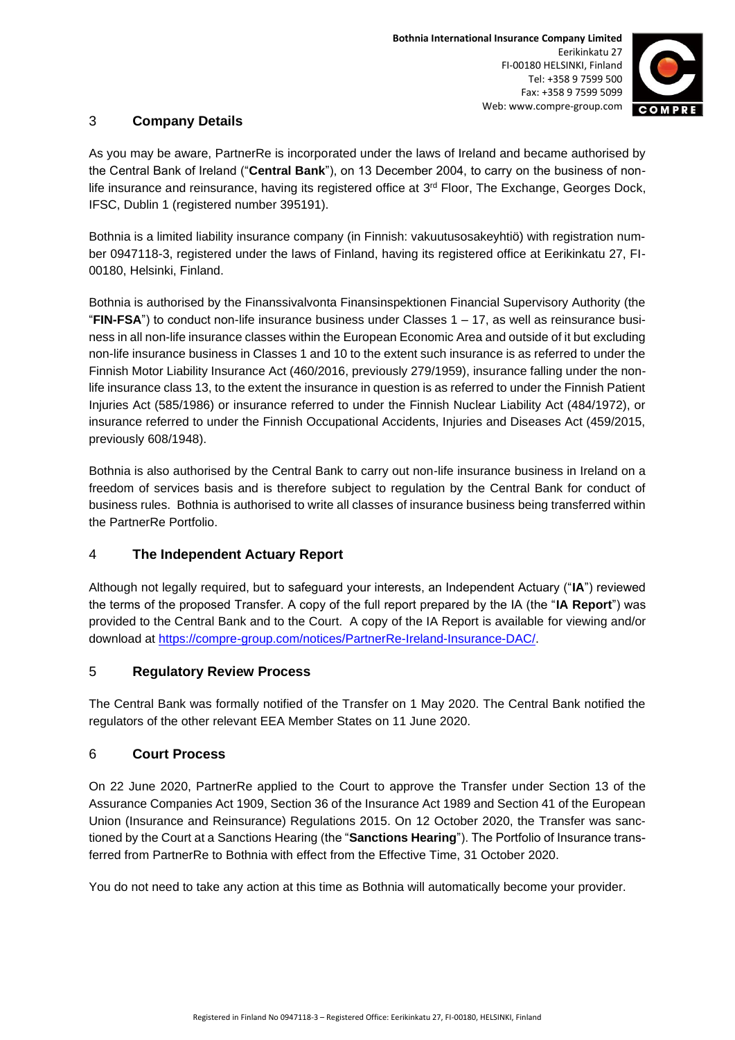## 3 Company Details

As you may be aware, PartnerRe is incorporated under the laws of Ireland and became authorised by the Central Bank of Ireland ("**Central Bank**"), on 13 December 2004, to carry on the business of non-life insurance and reinsurance, having its registered office at 3rd Floor, The Exchange, Georges Dock, IFSC, Dublin 1 (registered number 395191).

Bothnia is a limited liability insurance company (in Finnish: vakuutusosakeyhtiö) with registration number 0947118-3, registered under the laws of Finland, having its registered office at Eerikinkatu 27, FI-00180, Helsinki, Finland.

Bothnia is authorised by the Finanssivalvonta Finansinspektionen Financial Supervisory Authority (the "**FIN-FSA**") to conduct non-life insurance business under Classes 1 – 17, as well as reinsurance business in all non-life insurance classes within the European Economic Area and outside of it but excluding non-life insurance business in Classes 1 and 10 to the extent such insurance is as referred to under the Finnish Motor Liability Insurance Act (460/2016, previously 279/1959), insurance falling under the non-life insurance class 13, to the extent the insurance in question is as referred to under the Finnish Patient Injuries Act (585/1986) or insurance referred to under the Finnish Nuclear Liability Act (484/1972), or insurance referred to under the Finnish Occupational Accidents, Injuries and Diseases Act (459/2015, previously 608/1948).

Bothnia is also authorised by the Central Bank to carry out non-life insurance business in Ireland on a freedom of services basis and is therefore subject to regulation by the Central Bank for conduct of business rules. Bothnia is authorised to write all classes of insurance business being transferred within the PartnerRe Portfolio.

## 4 The Independent Actuary Report

Although not legally required, but to safeguard your interests, an Independent Actuary ("**IA**") reviewed the terms of the proposed Transfer. A copy of the full report prepared by the IA (the "**IA Report**") was provided to the Central Bank and to the Court. A copy of the IA Report is available for viewing and/or download at https://compre-group.com/notices/PartnerRe-Ireland-Insurance-DAC/.

## 5 Regulatory Review Process

The Central Bank was formally notified of the Transfer on 1 May 2020. The Central Bank notified the regulators of the other relevant EEA Member States on 11 June 2020.

## 6 Court Process

On 22 June 2020, PartnerRe applied to the Court to approve the Transfer under Section 13 of the Assurance Companies Act 1909, Section 36 of the Insurance Act 1989 and Section 41 of the European Union (Insurance and Reinsurance) Regulations 2015. On 12 October 2020, the Transfer was sanctioned by the Court at a Sanctions Hearing (the "**Sanctions Hearing**"). The Portfolio of Insurance transferred from PartnerRe to Bothnia with effect from the Effective Time, 31 October 2020.

You do not need to take any action at this time as Bothnia will automatically become your provider.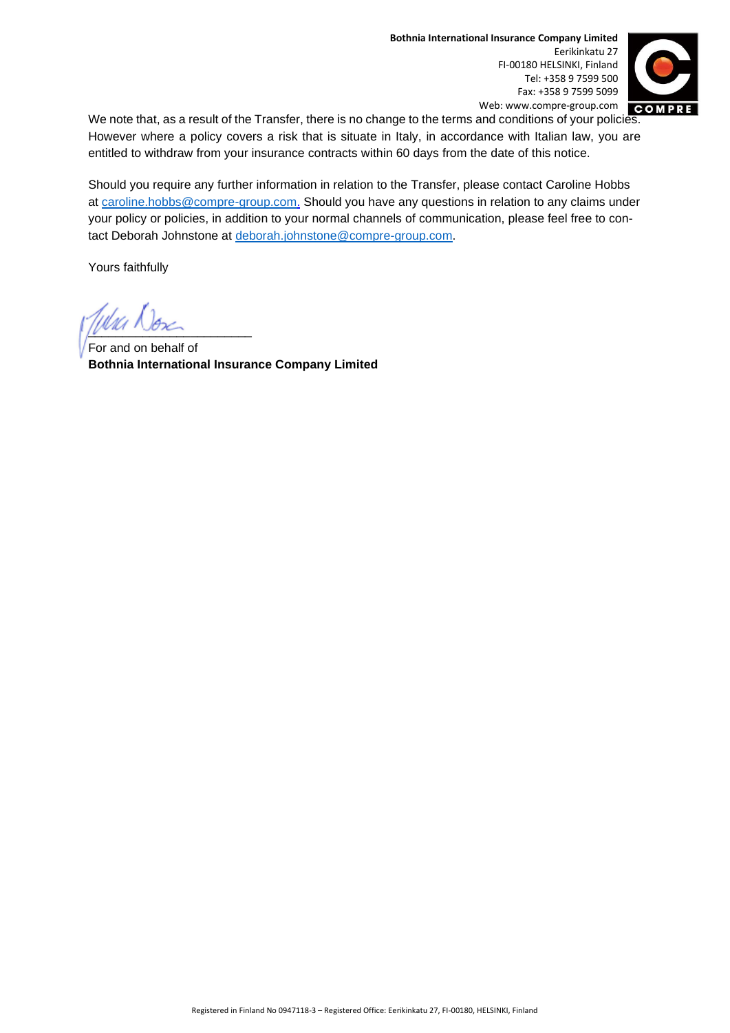**Bothnia International Insurance Company Limited**
Eerikinkatu 27
FI-00180 HELSINKI, Finland
Tel: +358 9 7599 500
Fax: +358 9 7599 5099
Web: www.compre-group.com

We note that, as a result of the Transfer, there is no change to the terms and conditions of your policies. However where a policy covers a risk that is situate in Italy, in accordance with Italian law, you are entitled to withdraw from your insurance contracts within 60 days from the date of this notice.

Should you require any further information in relation to the Transfer, please contact Caroline Hobbs at caroline.hobbs@compre-group.com. Should you have any questions in relation to any claims under your policy or policies, in addition to your normal channels of communication, please feel free to contact Deborah Johnstone at deborah.johnstone@compre-group.com.

Yours faithfully

\_\_\_\_\_\_\_\_\_\_\_\_\_\_\_\_\_\_\_\_\_\_\_\_

For and on behalf of
**Bothnia International Insurance Company Limited**

Registered in Finland No 0947118-3 – Registered Office: Eerikinkatu 27, FI-00180, HELSINKI, Finland